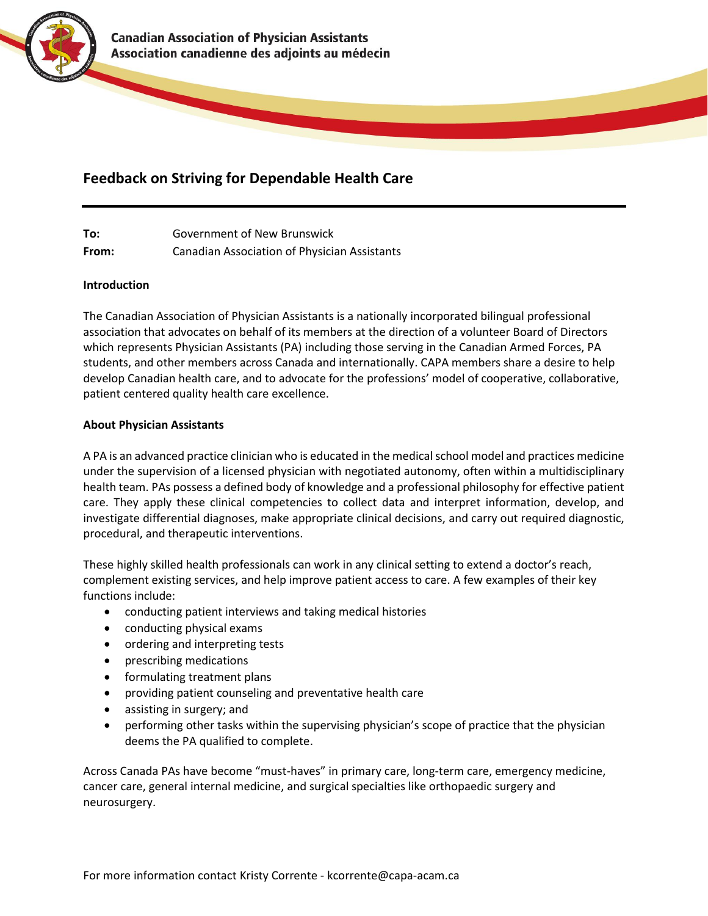Canadian Association of Physician Assistants
Association canadienne des adjoints au médecin

# Feedback on Striving for Dependable Health Care

**To:** Government of New Brunswick
**From:** Canadian Association of Physician Assistants

**Introduction**

The Canadian Association of Physician Assistants is a nationally incorporated bilingual professional association that advocates on behalf of its members at the direction of a volunteer Board of Directors which represents Physician Assistants (PA) including those serving in the Canadian Armed Forces, PA students, and other members across Canada and internationally. CAPA members share a desire to help develop Canadian health care, and to advocate for the professions' model of cooperative, collaborative, patient centered quality health care excellence.

**About Physician Assistants**

A PA is an advanced practice clinician who is educated in the medical school model and practices medicine under the supervision of a licensed physician with negotiated autonomy, often within a multidisciplinary health team. PAs possess a defined body of knowledge and a professional philosophy for effective patient care. They apply these clinical competencies to collect data and interpret information, develop, and investigate differential diagnoses, make appropriate clinical decisions, and carry out required diagnostic, procedural, and therapeutic interventions.

These highly skilled health professionals can work in any clinical setting to extend a doctor's reach, complement existing services, and help improve patient access to care. A few examples of their key functions include:

- conducting patient interviews and taking medical histories
- conducting physical exams
- ordering and interpreting tests
- prescribing medications
- formulating treatment plans
- providing patient counseling and preventative health care
- assisting in surgery; and
- performing other tasks within the supervising physician's scope of practice that the physician deems the PA qualified to complete.

Across Canada PAs have become "must-haves" in primary care, long-term care, emergency medicine, cancer care, general internal medicine, and surgical specialties like orthopaedic surgery and neurosurgery.

For more information contact Kristy Corrente - kcorrente@capa-acam.ca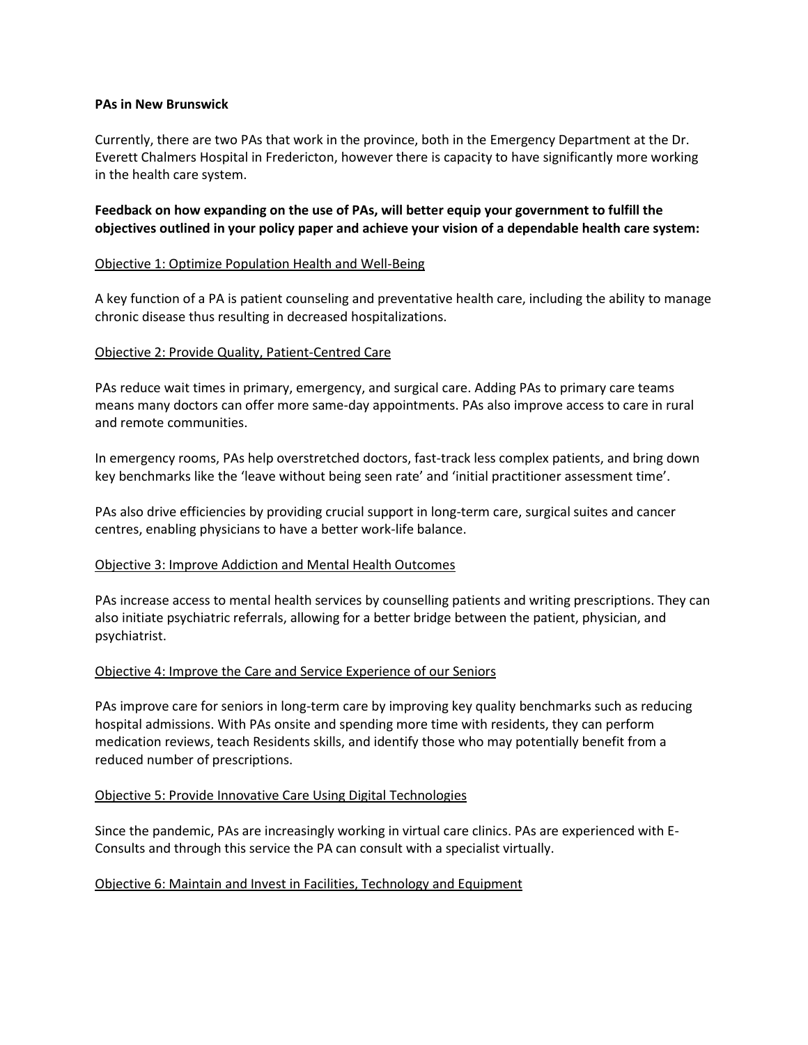**PAs in New Brunswick**

Currently, there are two PAs that work in the province, both in the Emergency Department at the Dr. Everett Chalmers Hospital in Fredericton, however there is capacity to have significantly more working in the health care system.

**Feedback on how expanding on the use of PAs, will better equip your government to fulfill the objectives outlined in your policy paper and achieve your vision of a dependable health care system:**

<u>Objective 1: Optimize Population Health and Well-Being</u>

A key function of a PA is patient counseling and preventative health care, including the ability to manage chronic disease thus resulting in decreased hospitalizations.

<u>Objective 2: Provide Quality, Patient-Centred Care</u>

PAs reduce wait times in primary, emergency, and surgical care. Adding PAs to primary care teams means many doctors can offer more same-day appointments. PAs also improve access to care in rural and remote communities.

In emergency rooms, PAs help overstretched doctors, fast-track less complex patients, and bring down key benchmarks like the 'leave without being seen rate' and 'initial practitioner assessment time'.

PAs also drive efficiencies by providing crucial support in long-term care, surgical suites and cancer centres, enabling physicians to have a better work-life balance.

<u>Objective 3: Improve Addiction and Mental Health Outcomes</u>

PAs increase access to mental health services by counselling patients and writing prescriptions. They can also initiate psychiatric referrals, allowing for a better bridge between the patient, physician, and psychiatrist.

<u>Objective 4: Improve the Care and Service Experience of our Seniors</u>

PAs improve care for seniors in long-term care by improving key quality benchmarks such as reducing hospital admissions. With PAs onsite and spending more time with residents, they can perform medication reviews, teach Residents skills, and identify those who may potentially benefit from a reduced number of prescriptions.

<u>Objective 5: Provide Innovative Care Using Digital Technologies</u>

Since the pandemic, PAs are increasingly working in virtual care clinics. PAs are experienced with E-Consults and through this service the PA can consult with a specialist virtually.

<u>Objective 6: Maintain and Invest in Facilities, Technology and Equipment</u>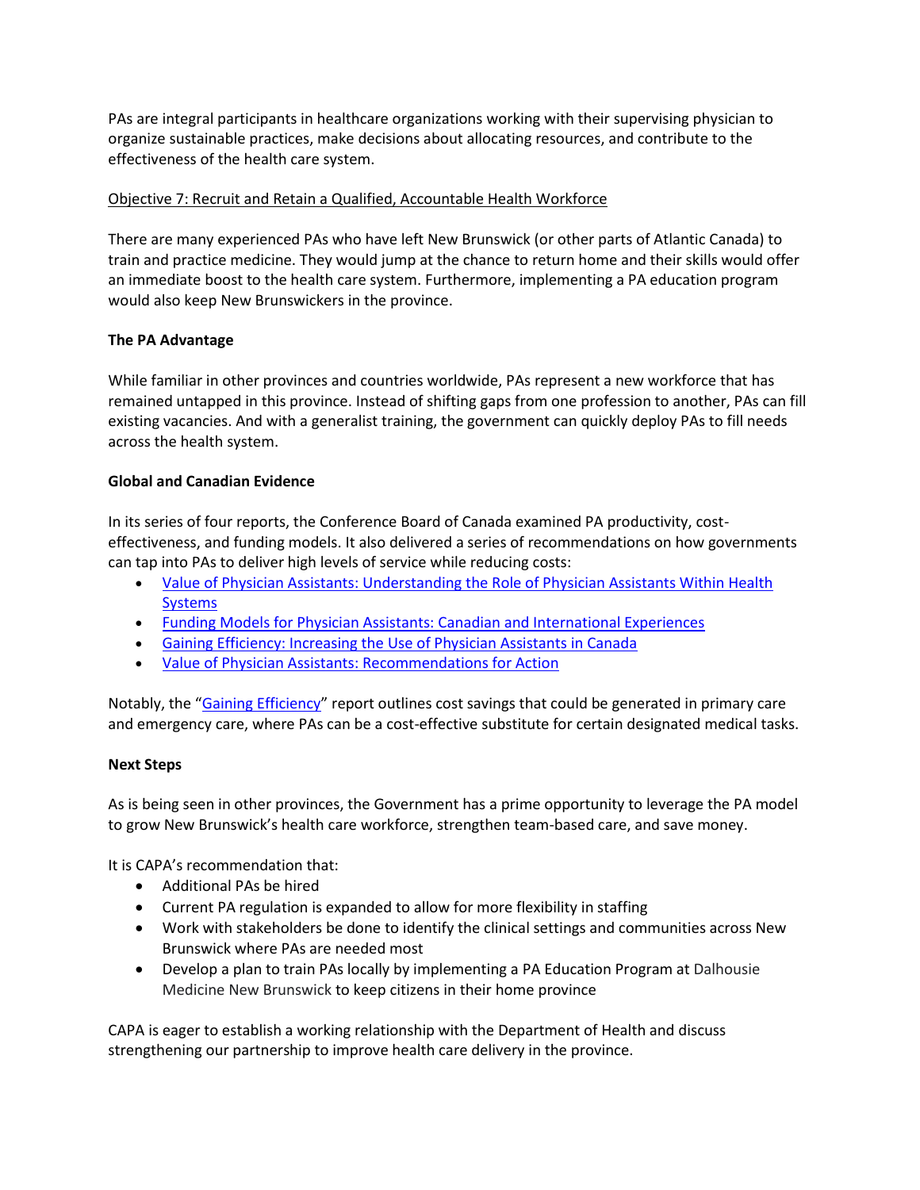PAs are integral participants in healthcare organizations working with their supervising physician to organize sustainable practices, make decisions about allocating resources, and contribute to the effectiveness of the health care system.

Objective 7: Recruit and Retain a Qualified, Accountable Health Workforce

There are many experienced PAs who have left New Brunswick (or other parts of Atlantic Canada) to train and practice medicine. They would jump at the chance to return home and their skills would offer an immediate boost to the health care system. Furthermore, implementing a PA education program would also keep New Brunswickers in the province.

**The PA Advantage**

While familiar in other provinces and countries worldwide, PAs represent a new workforce that has remained untapped in this province. Instead of shifting gaps from one profession to another, PAs can fill existing vacancies. And with a generalist training, the government can quickly deploy PAs to fill needs across the health system.

**Global and Canadian Evidence**

In its series of four reports, the Conference Board of Canada examined PA productivity, cost-effectiveness, and funding models. It also delivered a series of recommendations on how governments can tap into PAs to deliver high levels of service while reducing costs:

- Value of Physician Assistants: Understanding the Role of Physician Assistants Within Health Systems
- Funding Models for Physician Assistants: Canadian and International Experiences
- Gaining Efficiency: Increasing the Use of Physician Assistants in Canada
- Value of Physician Assistants: Recommendations for Action

Notably, the "Gaining Efficiency" report outlines cost savings that could be generated in primary care and emergency care, where PAs can be a cost-effective substitute for certain designated medical tasks.

**Next Steps**

As is being seen in other provinces, the Government has a prime opportunity to leverage the PA model to grow New Brunswick's health care workforce, strengthen team-based care, and save money.

It is CAPA's recommendation that:

- Additional PAs be hired
- Current PA regulation is expanded to allow for more flexibility in staffing
- Work with stakeholders be done to identify the clinical settings and communities across New Brunswick where PAs are needed most
- Develop a plan to train PAs locally by implementing a PA Education Program at Dalhousie Medicine New Brunswick to keep citizens in their home province

CAPA is eager to establish a working relationship with the Department of Health and discuss strengthening our partnership to improve health care delivery in the province.